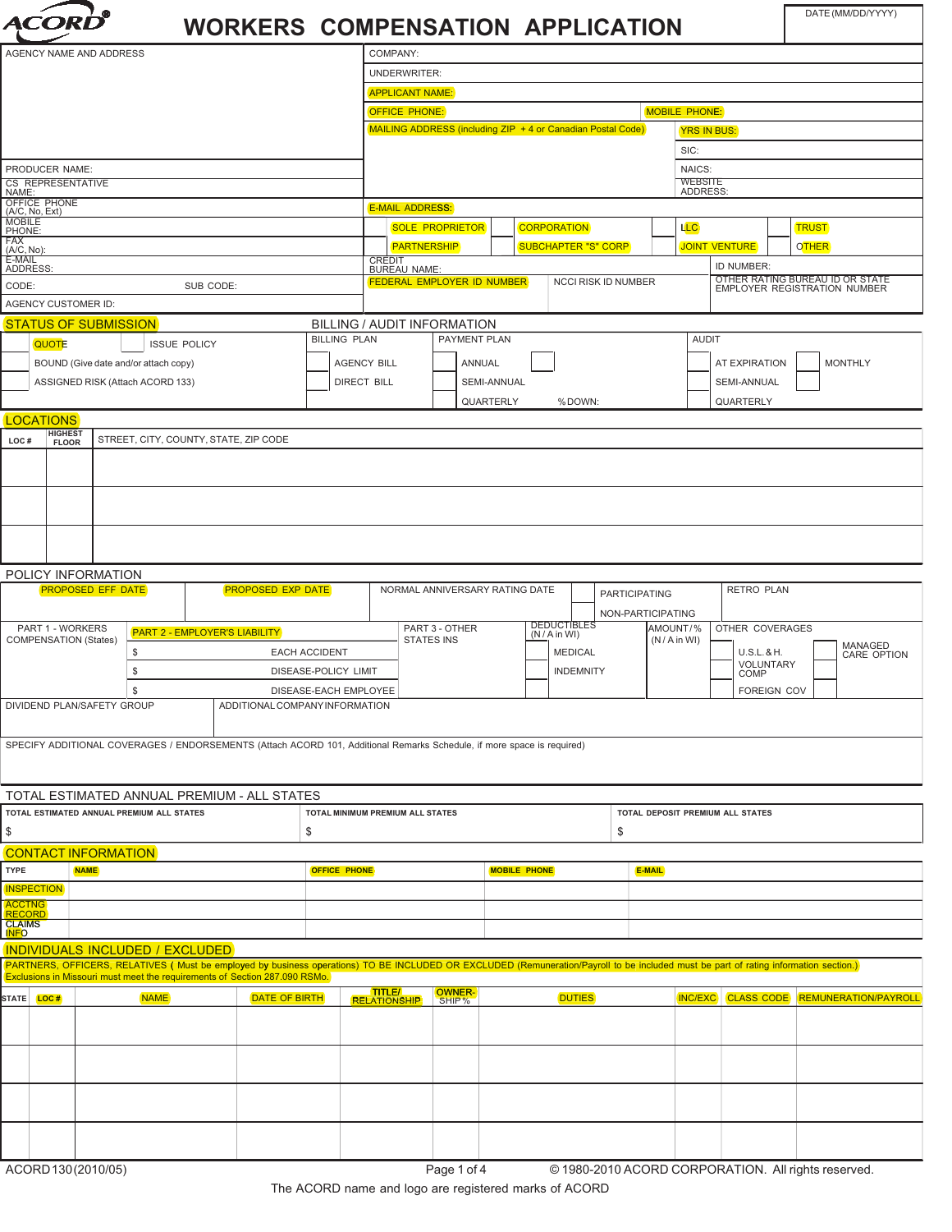# ACORD WORKERS COMPENSATION APPLICATION

| | |
|---|---|
| | DATE (MM/DD/YYYY) |

| AGENCY NAME AND ADDRESS | COMPANY: | |
|---|---|---|
| | UNDERWRITER: | |
| | APPLICANT NAME: | |
| | OFFICE PHONE: | MOBILE PHONE: |
| | MAILING ADDRESS (including ZIP + 4 or Canadian Postal Code) | YRS IN BUS: |
| | | SIC: |
| PRODUCER NAME: | | NAICS: |
| CS REPRESENTATIVE NAME: | | WEBSITE ADDRESS: |
| OFFICE PHONE (A/C, No, Ext) | E-MAIL ADDRESS: | |
| MOBILE PHONE: | SOLE PROPRIETOR / CORPORATION / LLC / TRUST | |
| FAX (A/C, No): | PARTNERSHIP / SUBCHAPTER "S" CORP / JOINT VENTURE / OTHER | |
| E-MAIL ADDRESS: | CREDIT BUREAU NAME: | ID NUMBER: |
| CODE: SUB CODE: | FEDERAL EMPLOYER ID NUMBER / NCCI RISK ID NUMBER | OTHER RATING BUREAU ID OR STATE EMPLOYER REGISTRATION NUMBER |
| AGENCY CUSTOMER ID: | | |

## STATUS OF SUBMISSION

| STATUS OF SUBMISSION | BILLING PLAN | PAYMENT PLAN | AUDIT |
|---|---|---|---|
| QUOTE / ISSUE POLICY | | | |
| BOUND (Give date and/or attach copy) | AGENCY BILL | ANNUAL | AT EXPIRATION / MONTHLY |
| ASSIGNED RISK (Attach ACORD 133) | DIRECT BILL | SEMI-ANNUAL | SEMI-ANNUAL |
| | | QUARTERLY %DOWN: | QUARTERLY |

## BILLING / AUDIT INFORMATION

## LOCATIONS

| LOC # | HIGHEST FLOOR | STREET, CITY, COUNTY, STATE, ZIP CODE |
|---|---|---|
| | | |
| | | |
| | | |

## POLICY INFORMATION

| PROPOSED EFF DATE | PROPOSED EXP DATE | NORMAL ANNIVERSARY RATING DATE | PARTICIPATING / NON-PARTICIPATING | RETRO PLAN |
|---|---|---|---|---|
| | | | | |

| PART 1 - WORKERS COMPENSATION (States) | PART 2 - EMPLOYER'S LIABILITY | | PART 3 - OTHER STATES INS | DEDUCTIBLES (N / A in WI) | AMOUNT / % (N / A in WI) | OTHER COVERAGES | |
|---|---|---|---|---|---|---|---|
| | $ | EACH ACCIDENT | | MEDICAL | | U.S.L. & H. | MANAGED CARE OPTION |
| | $ | DISEASE-POLICY LIMIT | | INDEMNITY | | VOLUNTARY COMP | |
| | $ | DISEASE-EACH EMPLOYEE | | | | FOREIGN COV | |

| DIVIDEND PLAN/SAFETY GROUP | ADDITIONAL COMPANY INFORMATION |
|---|---|
| | |

SPECIFY ADDITIONAL COVERAGES / ENDORSEMENTS (Attach ACORD 101, Additional Remarks Schedule, if more space is required)

## TOTAL ESTIMATED ANNUAL PREMIUM - ALL STATES

| TOTAL ESTIMATED ANNUAL PREMIUM ALL STATES | TOTAL MINIMUM PREMIUM ALL STATES | TOTAL DEPOSIT PREMIUM ALL STATES |
|---|---|---|
| $ | $ | $ |

## CONTACT INFORMATION

| TYPE | NAME | OFFICE PHONE | MOBILE PHONE | E-MAIL |
|---|---|---|---|---|
| INSPECTION | | | | |
| ACCTNG RECORD | | | | |
| CLAIMS INFO | | | | |

## INDIVIDUALS INCLUDED / EXCLUDED

PARTNERS, OFFICERS, RELATIVES ( Must be employed by business operations) TO BE INCLUDED OR EXCLUDED (Remuneration/Payroll to be included must be part of rating information section.) Exclusions in Missouri must meet the requirements of Section 287.090 RSMo.

| STATE | LOC # | NAME | DATE OF BIRTH | TITLE/ RELATIONSHIP | OWNER-SHIP % | DUTIES | INC/EXC | CLASS CODE | REMUNERATION/PAYROLL |
|---|---|---|---|---|---|---|---|---|---|
| | | | | | | | | | |
| | | | | | | | | | |
| | | | | | | | | | |
| | | | | | | | | | |

ACORD 130 (2010/05)

© 1980-2010 ACORD CORPORATION. All rights reserved.

The ACORD name and logo are registered marks of ACORD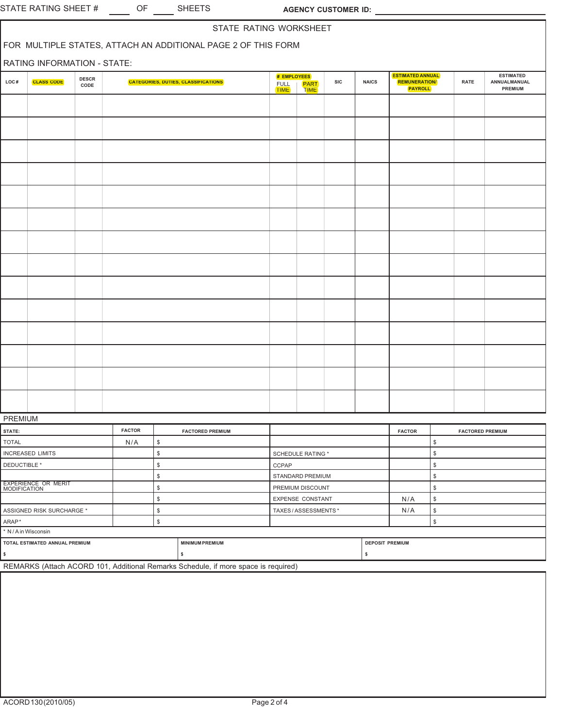STATE RATING SHEET # ____ OF ____ SHEETS

**AGENCY CUSTOMER ID:** ______________________

## STATE RATING WORKSHEET

FOR MULTIPLE STATES, ATTACH AN ADDITIONAL PAGE 2 OF THIS FORM

RATING INFORMATION - STATE:

| LOC # | CLASS CODE | DESCR CODE | CATEGORIES, DUTIES, CLASSIFICATIONS | # EMPLOYEES FULL TIME | PART TIME | SIC | NAICS | ESTIMATED ANNUAL REMUNERATION/ PAYROLL | RATE | ESTIMATED ANNUAL MANUAL PREMIUM |
|---|---|---|---|---|---|---|---|---|---|---|
| | | | | | | | | | | |
| | | | | | | | | | | |
| | | | | | | | | | | |
| | | | | | | | | | | |
| | | | | | | | | | | |
| | | | | | | | | | | |
| | | | | | | | | | | |
| | | | | | | | | | | |
| | | | | | | | | | | |
| | | | | | | | | | | |
| | | | | | | | | | | |
| | | | | | | | | | | |
| | | | | | | | | | | |
| | | | | | | | | | | |

PREMIUM

| STATE: | FACTOR | FACTORED PREMIUM | | FACTOR | FACTORED PREMIUM |
|---|---|---|---|---|---|
| TOTAL | N/A | $ | | | $ |
| INCREASED LIMITS | | $ | SCHEDULE RATING * | | $ |
| DEDUCTIBLE * | | $ | CCPAP | | $ |
| | | $ | STANDARD PREMIUM | | $ |
| EXPERIENCE OR MERIT MODIFICATION | | $ | PREMIUM DISCOUNT | | $ |
| | | $ | EXPENSE CONSTANT | N/A | $ |
| ASSIGNED RISK SURCHARGE * | | $ | TAXES / ASSESSMENTS * | N/A | $ |
| ARAP * | | $ | | | $ |

* N / A in Wisconsin

| TOTAL ESTIMATED ANNUAL PREMIUM | MINIMUM PREMIUM | DEPOSIT PREMIUM |
|---|---|---|
| $ | $ | $ |

REMARKS (Attach ACORD 101, Additional Remarks Schedule, if more space is required)

ACORD 130 (2010/05)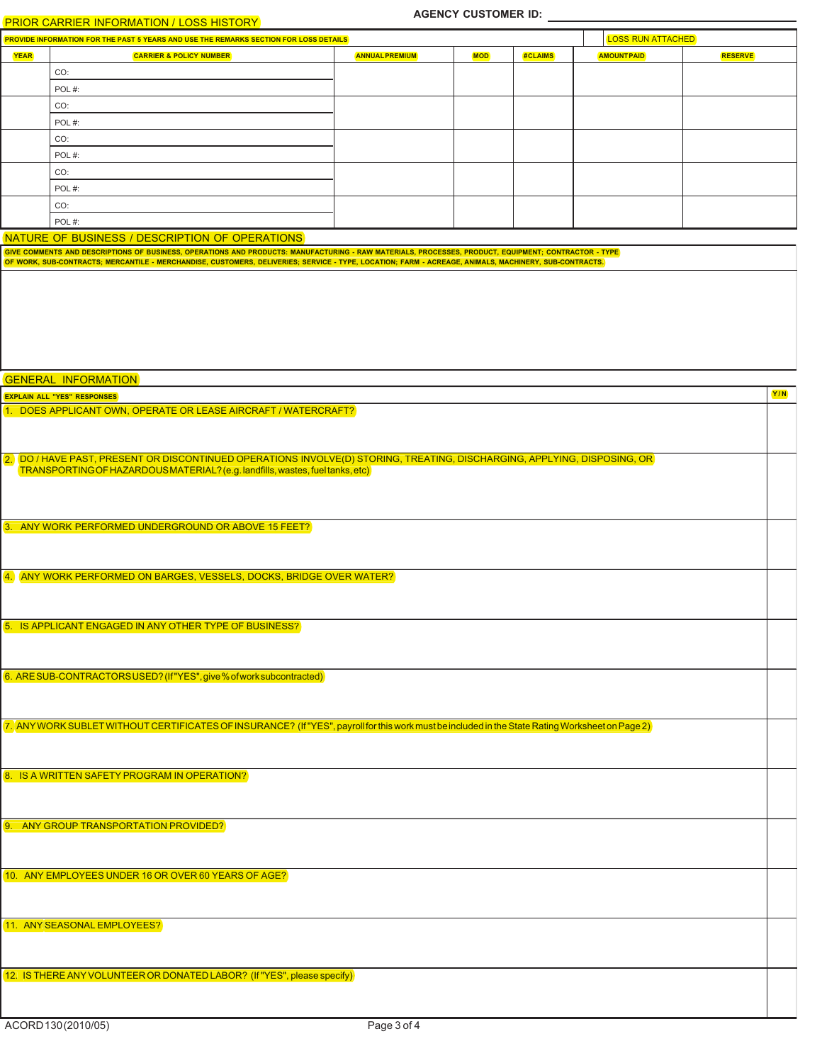AGENCY CUSTOMER ID: ____________________

## PRIOR CARRIER INFORMATION / LOSS HISTORY

PROVIDE INFORMATION FOR THE PAST 5 YEARS AND USE THE REMARKS SECTION FOR LOSS DETAILS | ☐ LOSS RUN ATTACHED

| YEAR | CARRIER & POLICY NUMBER | ANNUAL PREMIUM | MOD | #CLAIMS | AMOUNT PAID | RESERVE |
|---|---|---|---|---|---|---|
| | CO: <br> POL #: | | | | | |
| | CO: <br> POL #: | | | | | |
| | CO: <br> POL #: | | | | | |
| | CO: <br> POL #: | | | | | |
| | CO: <br> POL #: | | | | | |

## NATURE OF BUSINESS / DESCRIPTION OF OPERATIONS

GIVE COMMENTS AND DESCRIPTIONS OF BUSINESS, OPERATIONS AND PRODUCTS: MANUFACTURING - RAW MATERIALS, PROCESSES, PRODUCT, EQUIPMENT; CONTRACTOR - TYPE OF WORK, SUB-CONTRACTS; MERCANTILE - MERCHANDISE, CUSTOMERS, DELIVERIES; SERVICE - TYPE, LOCATION; FARM - ACREAGE, ANIMALS, MACHINERY, SUB-CONTRACTS.

## GENERAL INFORMATION

| EXPLAIN ALL "YES" RESPONSES | Y / N |
|---|---|
| 1. DOES APPLICANT OWN, OPERATE OR LEASE AIRCRAFT / WATERCRAFT? | |
| 2. DO / HAVE PAST, PRESENT OR DISCONTINUED OPERATIONS INVOLVE(D) STORING, TREATING, DISCHARGING, APPLYING, DISPOSING, OR TRANSPORTING OF HAZARDOUS MATERIAL? (e.g. landfills, wastes, fuel tanks, etc) | |
| 3. ANY WORK PERFORMED UNDERGROUND OR ABOVE 15 FEET? | |
| 4. ANY WORK PERFORMED ON BARGES, VESSELS, DOCKS, BRIDGE OVER WATER? | |
| 5. IS APPLICANT ENGAGED IN ANY OTHER TYPE OF BUSINESS? | |
| 6. ARE SUB-CONTRACTORS USED? (If "YES", give % of work subcontracted) | |
| 7. ANY WORK SUBLET WITHOUT CERTIFICATES OF INSURANCE? (If "YES", payroll for this work must be included in the State Rating Worksheet on Page 2) | |
| 8. IS A WRITTEN SAFETY PROGRAM IN OPERATION? | |
| 9. ANY GROUP TRANSPORTATION PROVIDED? | |
| 10. ANY EMPLOYEES UNDER 16 OR OVER 60 YEARS OF AGE? | |
| 11. ANY SEASONAL EMPLOYEES? | |
| 12. IS THERE ANY VOLUNTEER OR DONATED LABOR? (If "YES", please specify) | |

ACORD 130 (2010/05)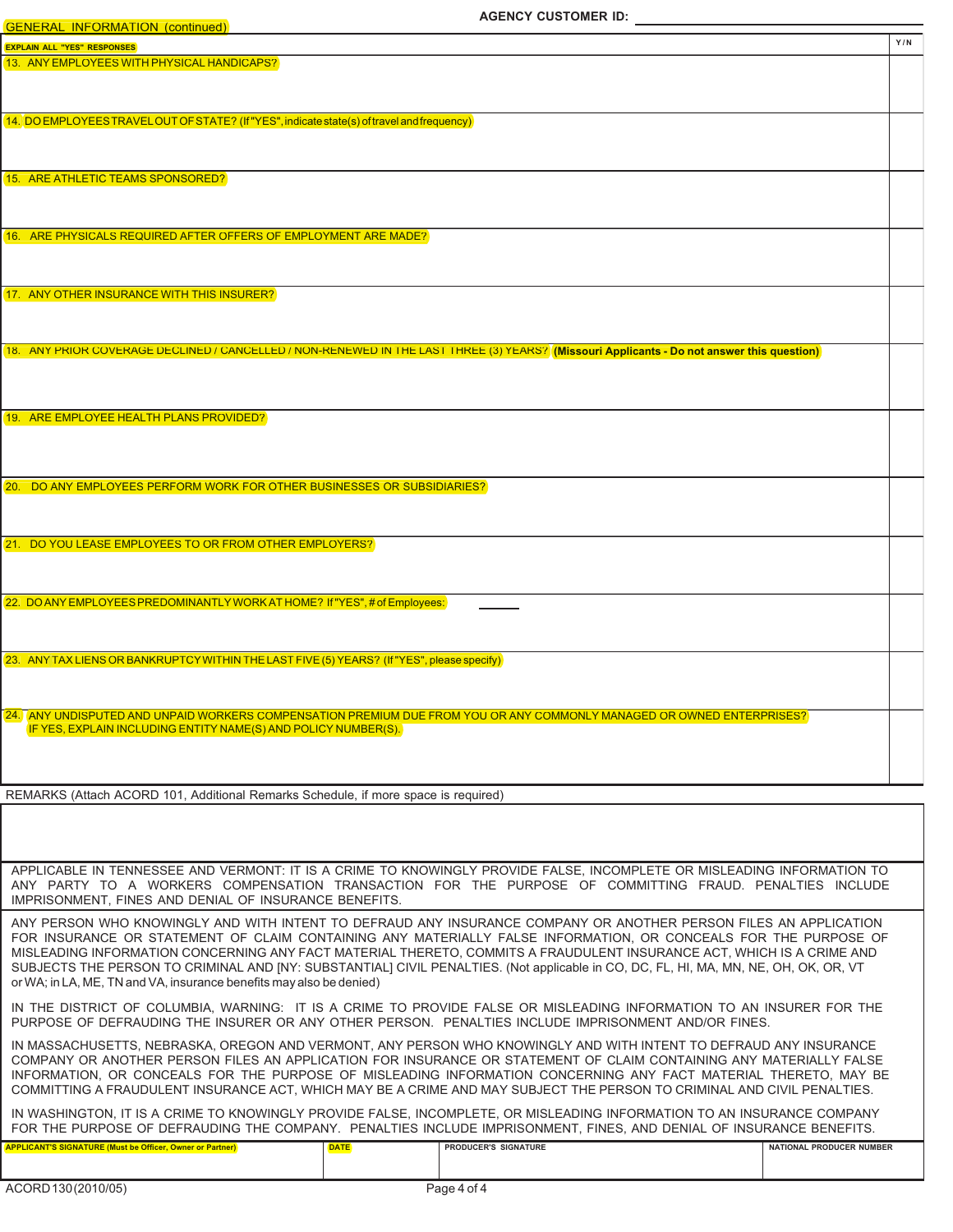AGENCY CUSTOMER ID: ______________________

## GENERAL INFORMATION (continued)

| EXPLAIN ALL "YES" RESPONSES | Y / N |
| --- | --- |
| 13. ANY EMPLOYEES WITH PHYSICAL HANDICAPS? | |
| 14. DO EMPLOYEES TRAVEL OUT OF STATE? (If "YES", indicate state(s) of travel and frequency) | |
| 15. ARE ATHLETIC TEAMS SPONSORED? | |
| 16. ARE PHYSICALS REQUIRED AFTER OFFERS OF EMPLOYMENT ARE MADE? | |
| 17. ANY OTHER INSURANCE WITH THIS INSURER? | |
| 18. ANY PRIOR COVERAGE DECLINED / CANCELLED / NON-RENEWED IN THE LAST THREE (3) YEARS? **(Missouri Applicants - Do not answer this question)** | |
| 19. ARE EMPLOYEE HEALTH PLANS PROVIDED? | |
| 20. DO ANY EMPLOYEES PERFORM WORK FOR OTHER BUSINESSES OR SUBSIDIARIES? | |
| 21. DO YOU LEASE EMPLOYEES TO OR FROM OTHER EMPLOYERS? | |
| 22. DO ANY EMPLOYEES PREDOMINANTLY WORK AT HOME? If "YES", # of Employees: ______ | |
| 23. ANY TAX LIENS OR BANKRUPTCY WITHIN THE LAST FIVE (5) YEARS? (If "YES", please specify) | |
| 24. ANY UNDISPUTED AND UNPAID WORKERS COMPENSATION PREMIUM DUE FROM YOU OR ANY COMMONLY MANAGED OR OWNED ENTERPRISES? IF YES, EXPLAIN INCLUDING ENTITY NAME(S) AND POLICY NUMBER(S). | |

REMARKS (Attach ACORD 101, Additional Remarks Schedule, if more space is required)

APPLICABLE IN TENNESSEE AND VERMONT: IT IS A CRIME TO KNOWINGLY PROVIDE FALSE, INCOMPLETE OR MISLEADING INFORMATION TO ANY PARTY TO A WORKERS COMPENSATION TRANSACTION FOR THE PURPOSE OF COMMITTING FRAUD. PENALTIES INCLUDE IMPRISONMENT, FINES AND DENIAL OF INSURANCE BENEFITS.

ANY PERSON WHO KNOWINGLY AND WITH INTENT TO DEFRAUD ANY INSURANCE COMPANY OR ANOTHER PERSON FILES AN APPLICATION FOR INSURANCE OR STATEMENT OF CLAIM CONTAINING ANY MATERIALLY FALSE INFORMATION, OR CONCEALS FOR THE PURPOSE OF MISLEADING INFORMATION CONCERNING ANY FACT MATERIAL THERETO, COMMITS A FRAUDULENT INSURANCE ACT, WHICH IS A CRIME AND SUBJECTS THE PERSON TO CRIMINAL AND [NY: SUBSTANTIAL] CIVIL PENALTIES. (Not applicable in CO, DC, FL, HI, MA, MN, NE, OH, OK, OR, VT or WA; in LA, ME, TN and VA, insurance benefits may also be denied)

IN THE DISTRICT OF COLUMBIA, WARNING: IT IS A CRIME TO PROVIDE FALSE OR MISLEADING INFORMATION TO AN INSURER FOR THE PURPOSE OF DEFRAUDING THE INSURER OR ANY OTHER PERSON. PENALTIES INCLUDE IMPRISONMENT AND/OR FINES.

IN MASSACHUSETTS, NEBRASKA, OREGON AND VERMONT, ANY PERSON WHO KNOWINGLY AND WITH INTENT TO DEFRAUD ANY INSURANCE COMPANY OR ANOTHER PERSON FILES AN APPLICATION FOR INSURANCE OR STATEMENT OF CLAIM CONTAINING ANY MATERIALLY FALSE INFORMATION, OR CONCEALS FOR THE PURPOSE OF MISLEADING INFORMATION CONCERNING ANY FACT MATERIAL THERETO, MAY BE COMMITTING A FRAUDULENT INSURANCE ACT, WHICH MAY BE A CRIME AND MAY SUBJECT THE PERSON TO CRIMINAL AND CIVIL PENALTIES.

IN WASHINGTON, IT IS A CRIME TO KNOWINGLY PROVIDE FALSE, INCOMPLETE, OR MISLEADING INFORMATION TO AN INSURANCE COMPANY FOR THE PURPOSE OF DEFRAUDING THE COMPANY. PENALTIES INCLUDE IMPRISONMENT, FINES, AND DENIAL OF INSURANCE BENEFITS.

| APPLICANT'S SIGNATURE (Must be Officer, Owner or Partner) | DATE | PRODUCER'S SIGNATURE | NATIONAL PRODUCER NUMBER |
| --- | --- | --- | --- |
| | | | |

ACORD 130 (2010/05)